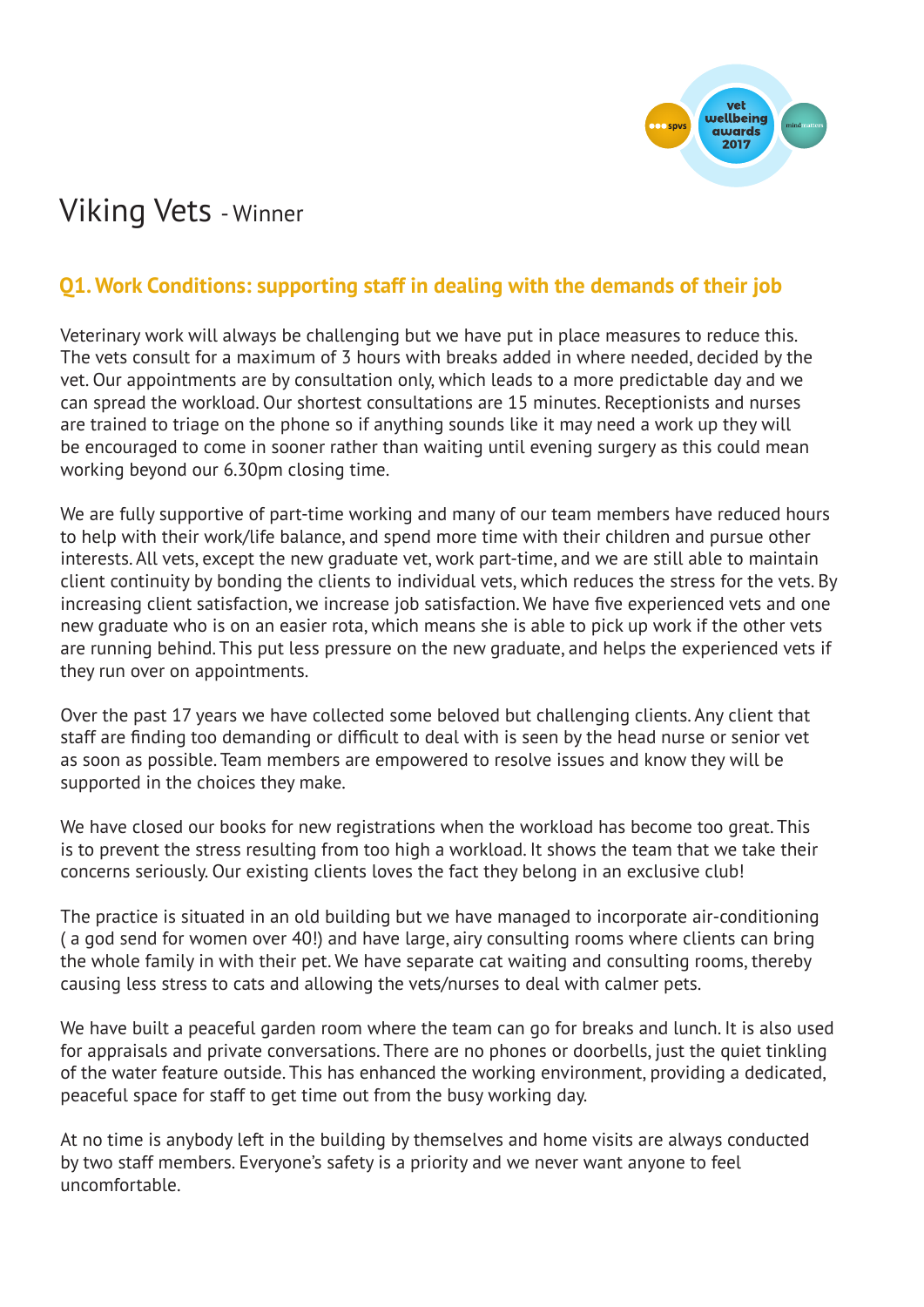# Viking Vets - Winner

## Q1. Work Conditions: supporting staff in dealing with the demands of their job

Veterinary work will always be challenging but we have put in place measures to reduce this. The vets consult for a maximum of 3 hours with breaks added in where needed, decided by the vet. Our appointments are by consultation only, which leads to a more predictable day and we can spread the workload. Our shortest consultations are 15 minutes. Receptionists and nurses are trained to triage on the phone so if anything sounds like it may need a work up they will be encouraged to come in sooner rather than waiting until evening surgery as this could mean working beyond our 6.30pm closing time.

We are fully supportive of part-time working and many of our team members have reduced hours to help with their work/life balance, and spend more time with their children and pursue other interests. All vets, except the new graduate vet, work part-time, and we are still able to maintain client continuity by bonding the clients to individual vets, which reduces the stress for the vets. By increasing client satisfaction, we increase job satisfaction. We have five experienced vets and one new graduate who is on an easier rota, which means she is able to pick up work if the other vets are running behind. This put less pressure on the new graduate, and helps the experienced vets if they run over on appointments.

Over the past 17 years we have collected some beloved but challenging clients. Any client that staff are finding too demanding or difficult to deal with is seen by the head nurse or senior vet as soon as possible. Team members are empowered to resolve issues and know they will be supported in the choices they make.

We have closed our books for new registrations when the workload has become too great. This is to prevent the stress resulting from too high a workload. It shows the team that we take their concerns seriously. Our existing clients loves the fact they belong in an exclusive club!

The practice is situated in an old building but we have managed to incorporate air-conditioning ( a god send for women over 40!) and have large, airy consulting rooms where clients can bring the whole family in with their pet. We have separate cat waiting and consulting rooms, thereby causing less stress to cats and allowing the vets/nurses to deal with calmer pets.

We have built a peaceful garden room where the team can go for breaks and lunch. It is also used for appraisals and private conversations. There are no phones or doorbells, just the quiet tinkling of the water feature outside. This has enhanced the working environment, providing a dedicated, peaceful space for staff to get time out from the busy working day.

At no time is anybody left in the building by themselves and home visits are always conducted by two staff members. Everyone's safety is a priority and we never want anyone to feel uncomfortable.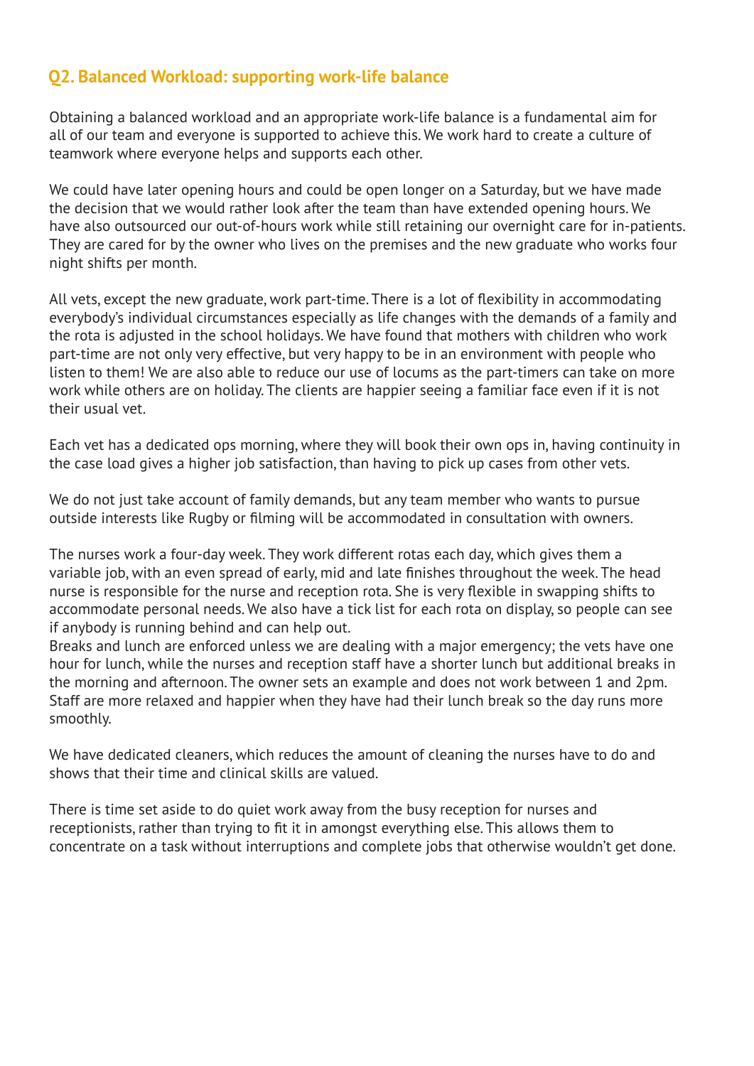## Q2. Balanced Workload: supporting work-life balance

Obtaining a balanced workload and an appropriate work-life balance is a fundamental aim for all of our team and everyone is supported to achieve this. We work hard to create a culture of teamwork where everyone helps and supports each other.

We could have later opening hours and could be open longer on a Saturday, but we have made the decision that we would rather look after the team than have extended opening hours. We have also outsourced our out-of-hours work while still retaining our overnight care for in-patients. They are cared for by the owner who lives on the premises and the new graduate who works four night shifts per month.

All vets, except the new graduate, work part-time. There is a lot of flexibility in accommodating everybody's individual circumstances especially as life changes with the demands of a family and the rota is adjusted in the school holidays. We have found that mothers with children who work part-time are not only very effective, but very happy to be in an environment with people who listen to them! We are also able to reduce our use of locums as the part-timers can take on more work while others are on holiday. The clients are happier seeing a familiar face even if it is not their usual vet.

Each vet has a dedicated ops morning, where they will book their own ops in, having continuity in the case load gives a higher job satisfaction, than having to pick up cases from other vets.

We do not just take account of family demands, but any team member who wants to pursue outside interests like Rugby or filming will be accommodated in consultation with owners.

The nurses work a four-day week. They work different rotas each day, which gives them a variable job, with an even spread of early, mid and late finishes throughout the week. The head nurse is responsible for the nurse and reception rota. She is very flexible in swapping shifts to accommodate personal needs. We also have a tick list for each rota on display, so people can see if anybody is running behind and can help out.
Breaks and lunch are enforced unless we are dealing with a major emergency; the vets have one hour for lunch, while the nurses and reception staff have a shorter lunch but additional breaks in the morning and afternoon. The owner sets an example and does not work between 1 and 2pm. Staff are more relaxed and happier when they have had their lunch break so the day runs more smoothly.

We have dedicated cleaners, which reduces the amount of cleaning the nurses have to do and shows that their time and clinical skills are valued.

There is time set aside to do quiet work away from the busy reception for nurses and receptionists, rather than trying to fit it in amongst everything else. This allows them to concentrate on a task without interruptions and complete jobs that otherwise wouldn't get done.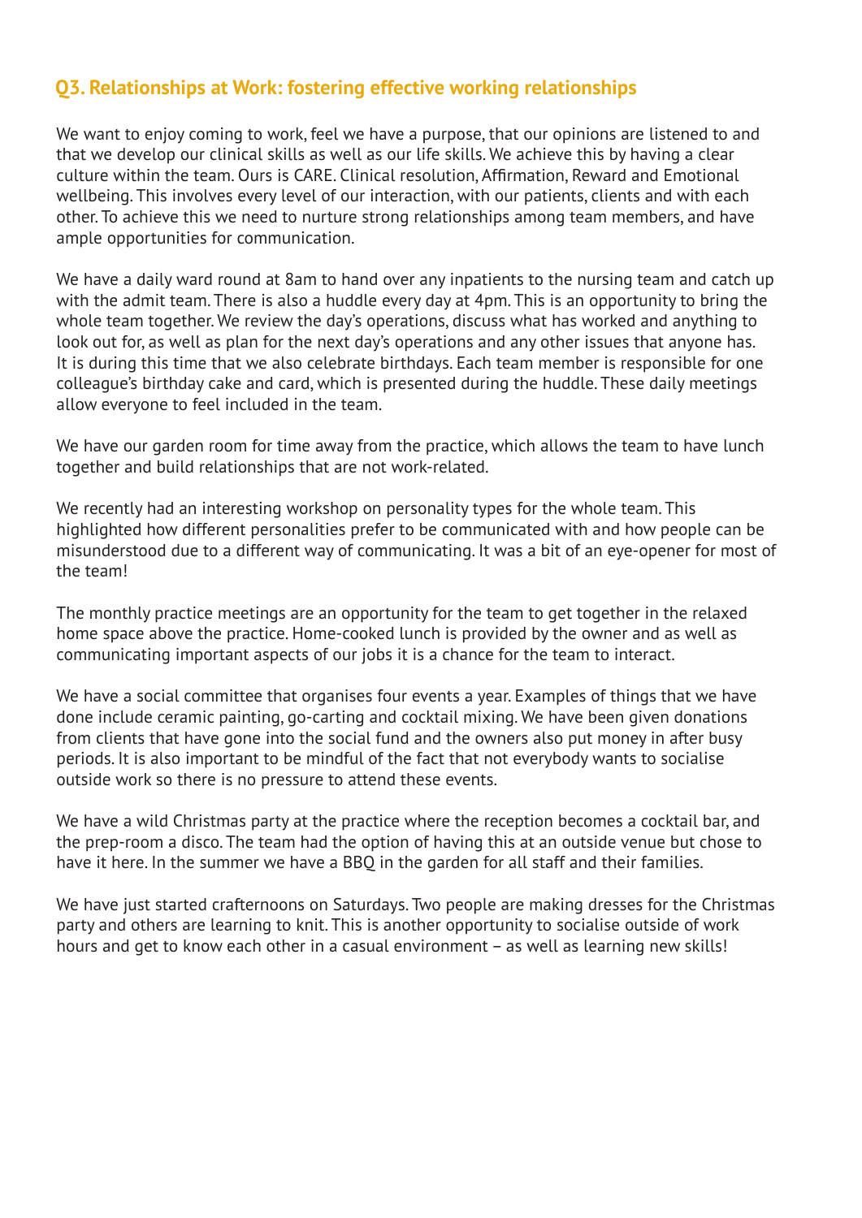## Q3. Relationships at Work: fostering effective working relationships

We want to enjoy coming to work, feel we have a purpose, that our opinions are listened to and that we develop our clinical skills as well as our life skills. We achieve this by having a clear culture within the team. Ours is CARE. Clinical resolution, Affirmation, Reward and Emotional wellbeing. This involves every level of our interaction, with our patients, clients and with each other. To achieve this we need to nurture strong relationships among team members, and have ample opportunities for communication.

We have a daily ward round at 8am to hand over any inpatients to the nursing team and catch up with the admit team. There is also a huddle every day at 4pm. This is an opportunity to bring the whole team together. We review the day's operations, discuss what has worked and anything to look out for, as well as plan for the next day's operations and any other issues that anyone has. It is during this time that we also celebrate birthdays. Each team member is responsible for one colleague's birthday cake and card, which is presented during the huddle. These daily meetings allow everyone to feel included in the team.

We have our garden room for time away from the practice, which allows the team to have lunch together and build relationships that are not work-related.

We recently had an interesting workshop on personality types for the whole team. This highlighted how different personalities prefer to be communicated with and how people can be misunderstood due to a different way of communicating. It was a bit of an eye-opener for most of the team!

The monthly practice meetings are an opportunity for the team to get together in the relaxed home space above the practice. Home-cooked lunch is provided by the owner and as well as communicating important aspects of our jobs it is a chance for the team to interact.

We have a social committee that organises four events a year. Examples of things that we have done include ceramic painting, go-carting and cocktail mixing. We have been given donations from clients that have gone into the social fund and the owners also put money in after busy periods. It is also important to be mindful of the fact that not everybody wants to socialise outside work so there is no pressure to attend these events.

We have a wild Christmas party at the practice where the reception becomes a cocktail bar, and the prep-room a disco. The team had the option of having this at an outside venue but chose to have it here. In the summer we have a BBQ in the garden for all staff and their families.

We have just started crafternoons on Saturdays. Two people are making dresses for the Christmas party and others are learning to knit. This is another opportunity to socialise outside of work hours and get to know each other in a casual environment – as well as learning new skills!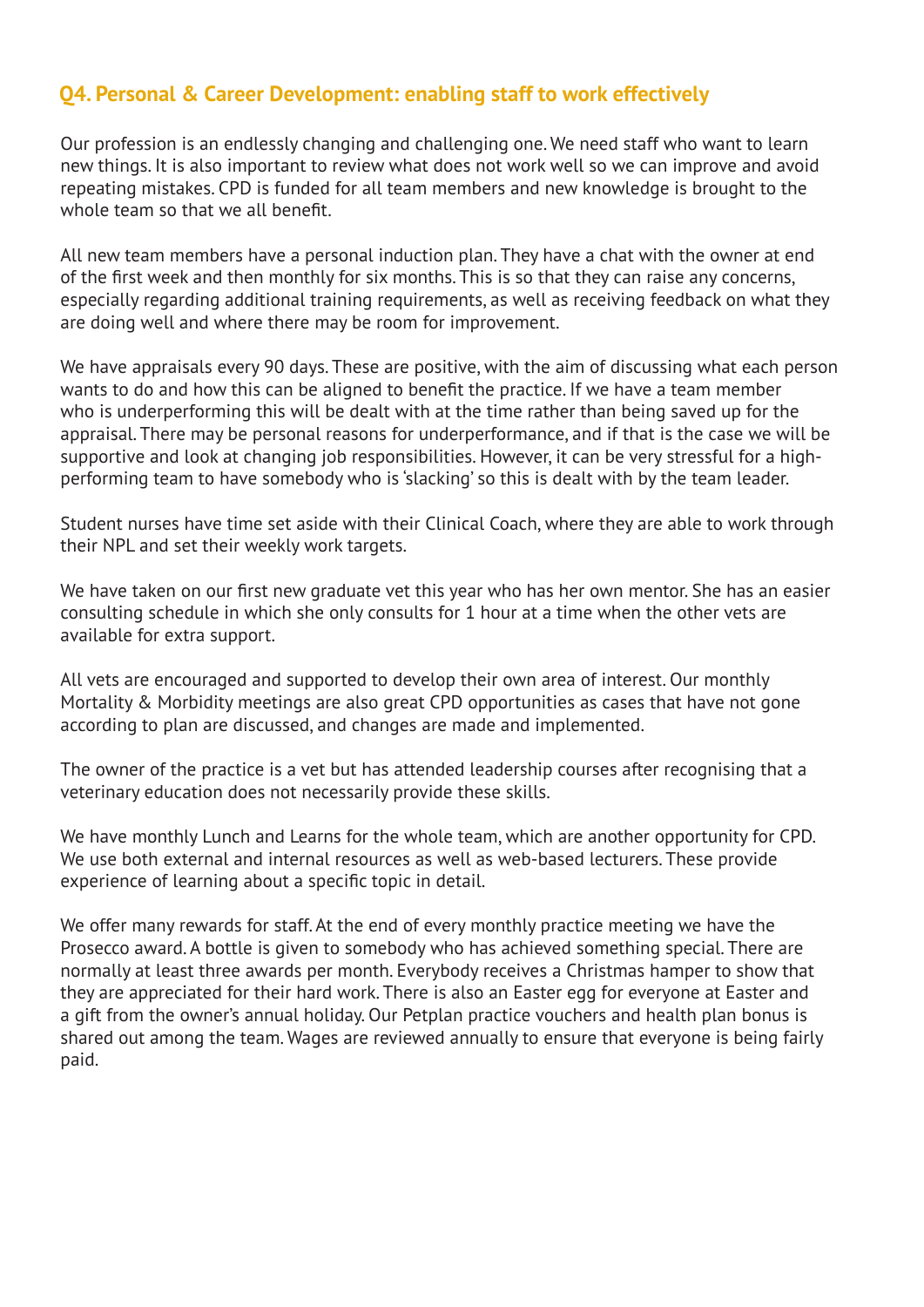## Q4. Personal & Career Development: enabling staff to work effectively

Our profession is an endlessly changing and challenging one. We need staff who want to learn new things. It is also important to review what does not work well so we can improve and avoid repeating mistakes. CPD is funded for all team members and new knowledge is brought to the whole team so that we all benefit.

All new team members have a personal induction plan. They have a chat with the owner at end of the first week and then monthly for six months. This is so that they can raise any concerns, especially regarding additional training requirements, as well as receiving feedback on what they are doing well and where there may be room for improvement.

We have appraisals every 90 days. These are positive, with the aim of discussing what each person wants to do and how this can be aligned to benefit the practice. If we have a team member who is underperforming this will be dealt with at the time rather than being saved up for the appraisal. There may be personal reasons for underperformance, and if that is the case we will be supportive and look at changing job responsibilities. However, it can be very stressful for a high-performing team to have somebody who is 'slacking' so this is dealt with by the team leader.

Student nurses have time set aside with their Clinical Coach, where they are able to work through their NPL and set their weekly work targets.

We have taken on our first new graduate vet this year who has her own mentor. She has an easier consulting schedule in which she only consults for 1 hour at a time when the other vets are available for extra support.

All vets are encouraged and supported to develop their own area of interest. Our monthly Mortality & Morbidity meetings are also great CPD opportunities as cases that have not gone according to plan are discussed, and changes are made and implemented.

The owner of the practice is a vet but has attended leadership courses after recognising that a veterinary education does not necessarily provide these skills.

We have monthly Lunch and Learns for the whole team, which are another opportunity for CPD. We use both external and internal resources as well as web-based lecturers. These provide experience of learning about a specific topic in detail.

We offer many rewards for staff. At the end of every monthly practice meeting we have the Prosecco award. A bottle is given to somebody who has achieved something special. There are normally at least three awards per month. Everybody receives a Christmas hamper to show that they are appreciated for their hard work. There is also an Easter egg for everyone at Easter and a gift from the owner's annual holiday. Our Petplan practice vouchers and health plan bonus is shared out among the team. Wages are reviewed annually to ensure that everyone is being fairly paid.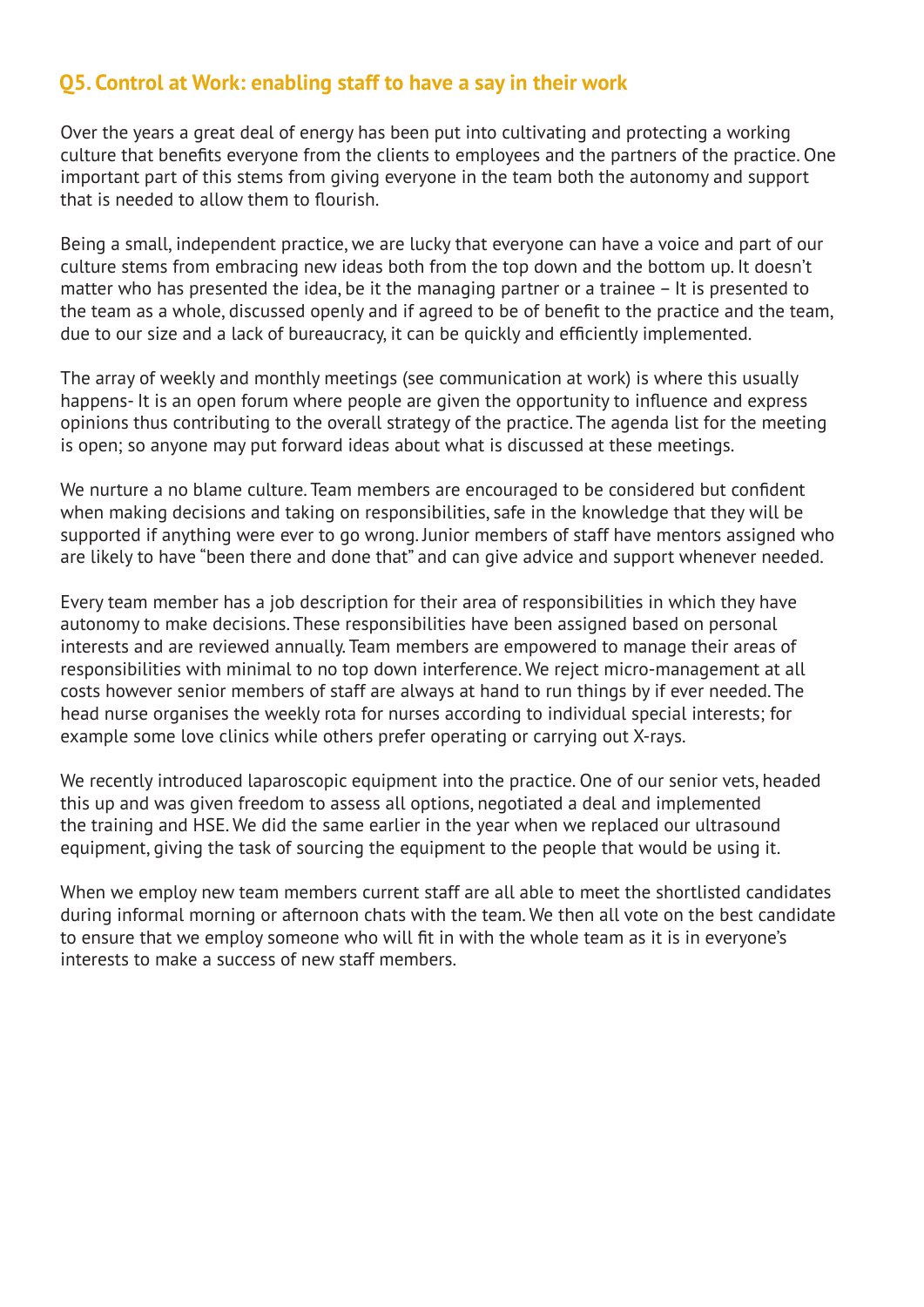## Q5. Control at Work: enabling staff to have a say in their work

Over the years a great deal of energy has been put into cultivating and protecting a working culture that benefits everyone from the clients to employees and the partners of the practice. One important part of this stems from giving everyone in the team both the autonomy and support that is needed to allow them to flourish.

Being a small, independent practice, we are lucky that everyone can have a voice and part of our culture stems from embracing new ideas both from the top down and the bottom up. It doesn't matter who has presented the idea, be it the managing partner or a trainee – It is presented to the team as a whole, discussed openly and if agreed to be of benefit to the practice and the team, due to our size and a lack of bureaucracy, it can be quickly and efficiently implemented.

The array of weekly and monthly meetings (see communication at work) is where this usually happens- It is an open forum where people are given the opportunity to influence and express opinions thus contributing to the overall strategy of the practice. The agenda list for the meeting is open; so anyone may put forward ideas about what is discussed at these meetings.

We nurture a no blame culture. Team members are encouraged to be considered but confident when making decisions and taking on responsibilities, safe in the knowledge that they will be supported if anything were ever to go wrong. Junior members of staff have mentors assigned who are likely to have "been there and done that" and can give advice and support whenever needed.

Every team member has a job description for their area of responsibilities in which they have autonomy to make decisions. These responsibilities have been assigned based on personal interests and are reviewed annually. Team members are empowered to manage their areas of responsibilities with minimal to no top down interference. We reject micro-management at all costs however senior members of staff are always at hand to run things by if ever needed. The head nurse organises the weekly rota for nurses according to individual special interests; for example some love clinics while others prefer operating or carrying out X-rays.

We recently introduced laparoscopic equipment into the practice. One of our senior vets, headed this up and was given freedom to assess all options, negotiated a deal and implemented the training and HSE. We did the same earlier in the year when we replaced our ultrasound equipment, giving the task of sourcing the equipment to the people that would be using it.

When we employ new team members current staff are all able to meet the shortlisted candidates during informal morning or afternoon chats with the team. We then all vote on the best candidate to ensure that we employ someone who will fit in with the whole team as it is in everyone's interests to make a success of new staff members.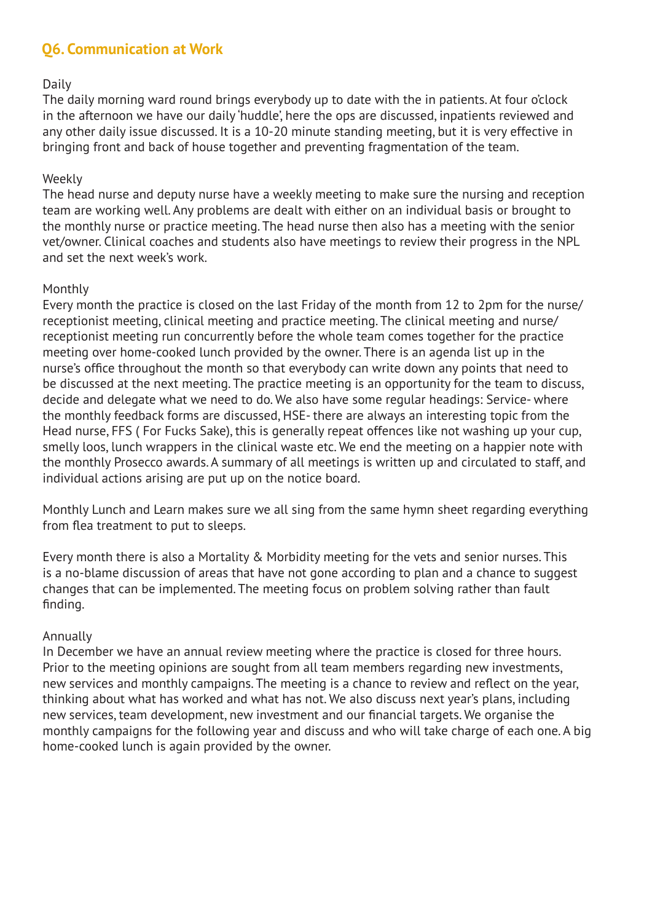## Q6. Communication at Work

Daily

The daily morning ward round brings everybody up to date with the in patients. At four o'clock in the afternoon we have our daily 'huddle', here the ops are discussed, inpatients reviewed and any other daily issue discussed. It is a 10-20 minute standing meeting, but it is very effective in bringing front and back of house together and preventing fragmentation of the team.

Weekly

The head nurse and deputy nurse have a weekly meeting to make sure the nursing and reception team are working well. Any problems are dealt with either on an individual basis or brought to the monthly nurse or practice meeting. The head nurse then also has a meeting with the senior vet/owner. Clinical coaches and students also have meetings to review their progress in the NPL and set the next week's work.

Monthly

Every month the practice is closed on the last Friday of the month from 12 to 2pm for the nurse/receptionist meeting, clinical meeting and practice meeting. The clinical meeting and nurse/receptionist meeting run concurrently before the whole team comes together for the practice meeting over home-cooked lunch provided by the owner. There is an agenda list up in the nurse's office throughout the month so that everybody can write down any points that need to be discussed at the next meeting. The practice meeting is an opportunity for the team to discuss, decide and delegate what we need to do. We also have some regular headings: Service- where the monthly feedback forms are discussed, HSE- there are always an interesting topic from the Head nurse, FFS ( For Fucks Sake), this is generally repeat offences like not washing up your cup, smelly loos, lunch wrappers in the clinical waste etc. We end the meeting on a happier note with the monthly Prosecco awards. A summary of all meetings is written up and circulated to staff, and individual actions arising are put up on the notice board.

Monthly Lunch and Learn makes sure we all sing from the same hymn sheet regarding everything from flea treatment to put to sleeps.

Every month there is also a Mortality & Morbidity meeting for the vets and senior nurses. This is a no-blame discussion of areas that have not gone according to plan and a chance to suggest changes that can be implemented. The meeting focus on problem solving rather than fault finding.

Annually

In December we have an annual review meeting where the practice is closed for three hours. Prior to the meeting opinions are sought from all team members regarding new investments, new services and monthly campaigns. The meeting is a chance to review and reflect on the year, thinking about what has worked and what has not. We also discuss next year's plans, including new services, team development, new investment and our financial targets. We organise the monthly campaigns for the following year and discuss and who will take charge of each one. A big home-cooked lunch is again provided by the owner.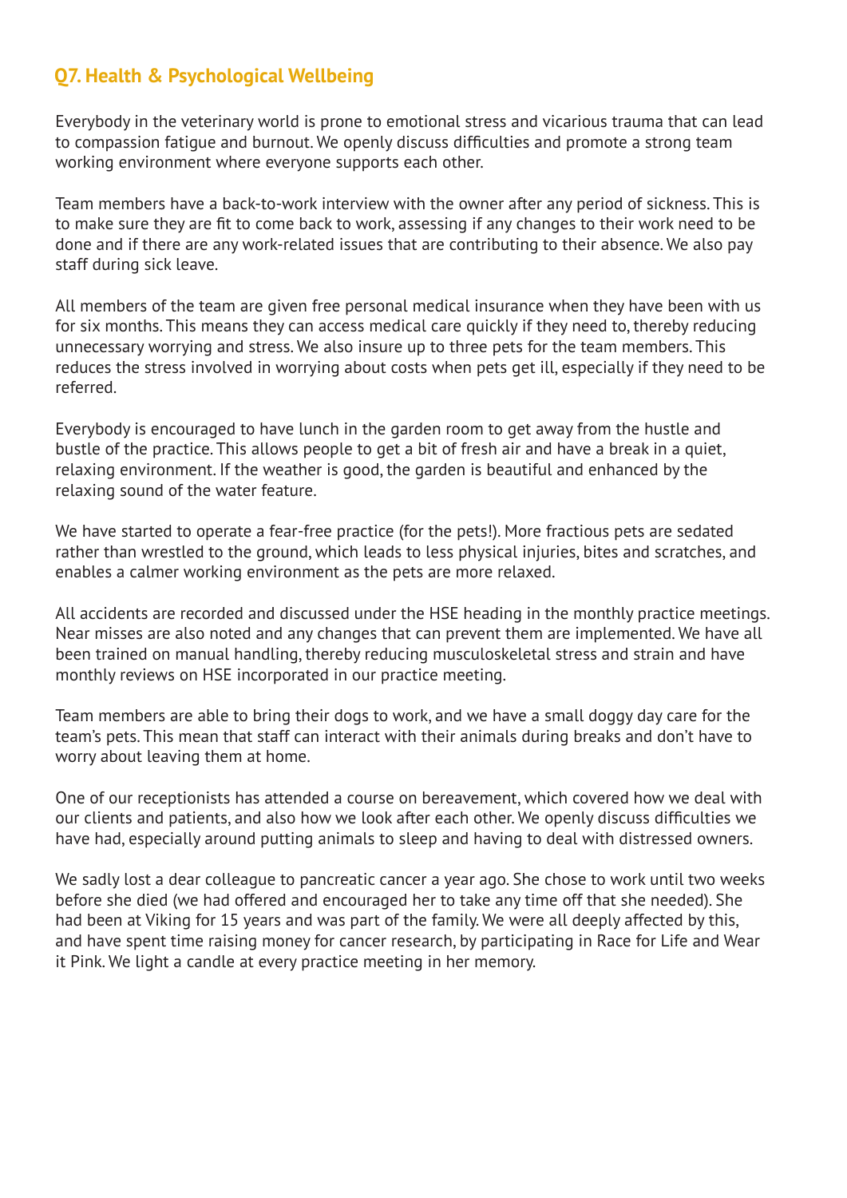## Q7. Health & Psychological Wellbeing

Everybody in the veterinary world is prone to emotional stress and vicarious trauma that can lead to compassion fatigue and burnout. We openly discuss difficulties and promote a strong team working environment where everyone supports each other.

Team members have a back-to-work interview with the owner after any period of sickness. This is to make sure they are fit to come back to work, assessing if any changes to their work need to be done and if there are any work-related issues that are contributing to their absence. We also pay staff during sick leave.

All members of the team are given free personal medical insurance when they have been with us for six months. This means they can access medical care quickly if they need to, thereby reducing unnecessary worrying and stress. We also insure up to three pets for the team members. This reduces the stress involved in worrying about costs when pets get ill, especially if they need to be referred.

Everybody is encouraged to have lunch in the garden room to get away from the hustle and bustle of the practice. This allows people to get a bit of fresh air and have a break in a quiet, relaxing environment. If the weather is good, the garden is beautiful and enhanced by the relaxing sound of the water feature.

We have started to operate a fear-free practice (for the pets!). More fractious pets are sedated rather than wrestled to the ground, which leads to less physical injuries, bites and scratches, and enables a calmer working environment as the pets are more relaxed.

All accidents are recorded and discussed under the HSE heading in the monthly practice meetings. Near misses are also noted and any changes that can prevent them are implemented. We have all been trained on manual handling, thereby reducing musculoskeletal stress and strain and have monthly reviews on HSE incorporated in our practice meeting.

Team members are able to bring their dogs to work, and we have a small doggy day care for the team's pets. This mean that staff can interact with their animals during breaks and don't have to worry about leaving them at home.

One of our receptionists has attended a course on bereavement, which covered how we deal with our clients and patients, and also how we look after each other. We openly discuss difficulties we have had, especially around putting animals to sleep and having to deal with distressed owners.

We sadly lost a dear colleague to pancreatic cancer a year ago. She chose to work until two weeks before she died (we had offered and encouraged her to take any time off that she needed). She had been at Viking for 15 years and was part of the family. We were all deeply affected by this, and have spent time raising money for cancer research, by participating in Race for Life and Wear it Pink. We light a candle at every practice meeting in her memory.